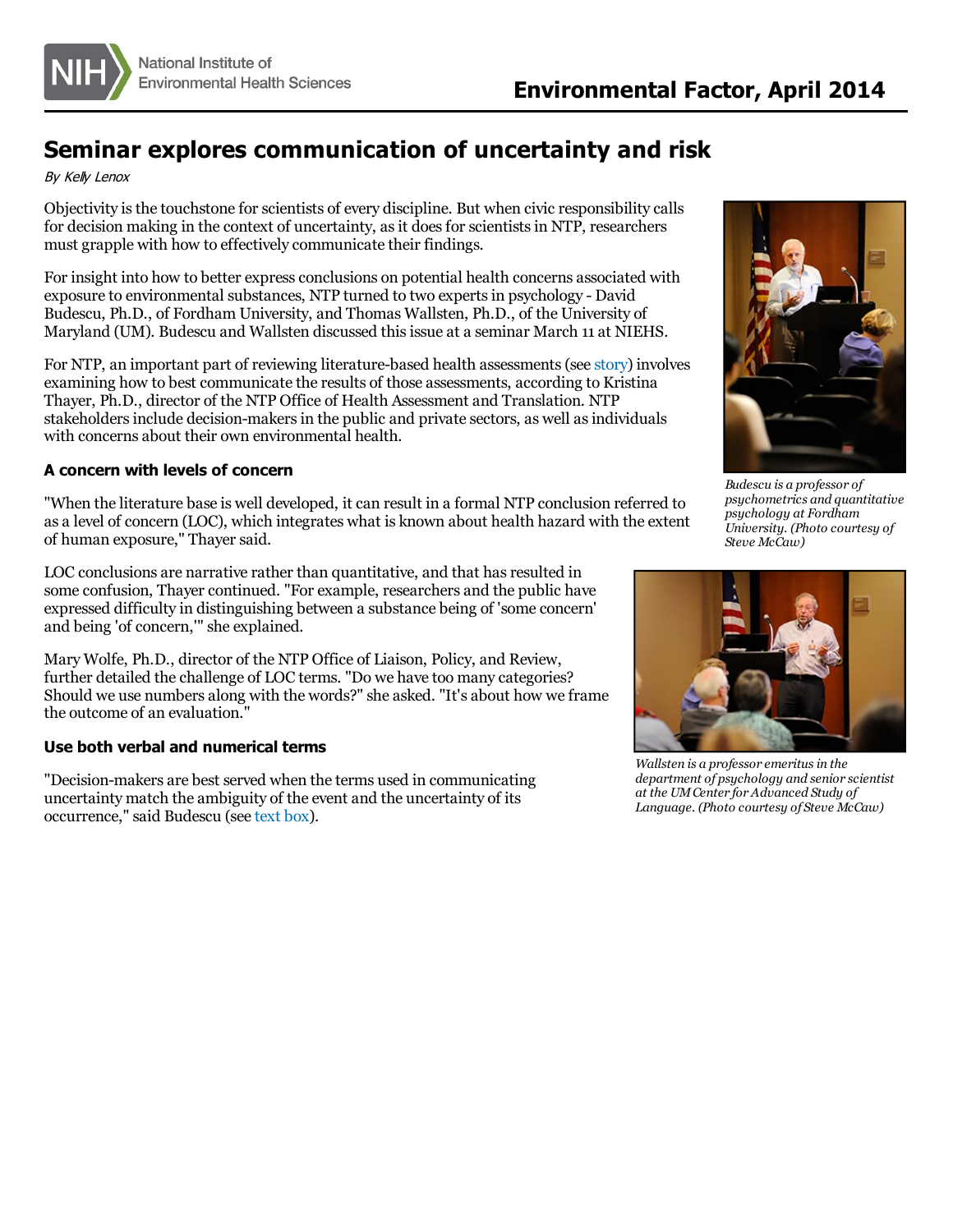# Seminar explores communication of uncertainty and risk

*By Kelly Lenox*

Objectivity is the touchstone for scientists of every discipline. But when civic responsibility calls for decision making in the context of uncertainty, as it does for scientists in NTP, researchers must grapple with how to effectively communicate their findings.

For insight into how to better express conclusions on potential health concerns associated with exposure to environmental substances, NTP turned to two experts in psychology - David Budescu, Ph.D., of Fordham University, and Thomas Wallsten, Ph.D., of the University of Maryland (UM). Budescu and Wallsten discussed this issue at a seminar March 11 at NIEHS.

For NTP, an important part of reviewing literature-based health assessments (see story) involves examining how to best communicate the results of those assessments, according to Kristina Thayer, Ph.D., director of the NTP Office of Health Assessment and Translation. NTP stakeholders include decision-makers in the public and private sectors, as well as individuals with concerns about their own environmental health.

*Budescu is a professor of psychometrics and quantitative psychology at Fordham University. (Photo courtesy of Steve McCaw)*

### A concern with levels of concern

"When the literature base is well developed, it can result in a formal NTP conclusion referred to as a level of concern (LOC), which integrates what is known about health hazard with the extent of human exposure," Thayer said.

LOC conclusions are narrative rather than quantitative, and that has resulted in some confusion, Thayer continued. "For example, researchers and the public have expressed difficulty in distinguishing between a substance being of 'some concern' and being 'of concern,'" she explained.

Mary Wolfe, Ph.D., director of the NTP Office of Liaison, Policy, and Review, further detailed the challenge of LOC terms. "Do we have too many categories? Should we use numbers along with the words?" she asked. "It's about how we frame the outcome of an evaluation."

*Wallsten is a professor emeritus in the department of psychology and senior scientist at the UM Center for Advanced Study of Language. (Photo courtesy of Steve McCaw)*

### Use both verbal and numerical terms

"Decision-makers are best served when the terms used in communicating uncertainty match the ambiguity of the event and the uncertainty of its occurrence," said Budescu (see text box).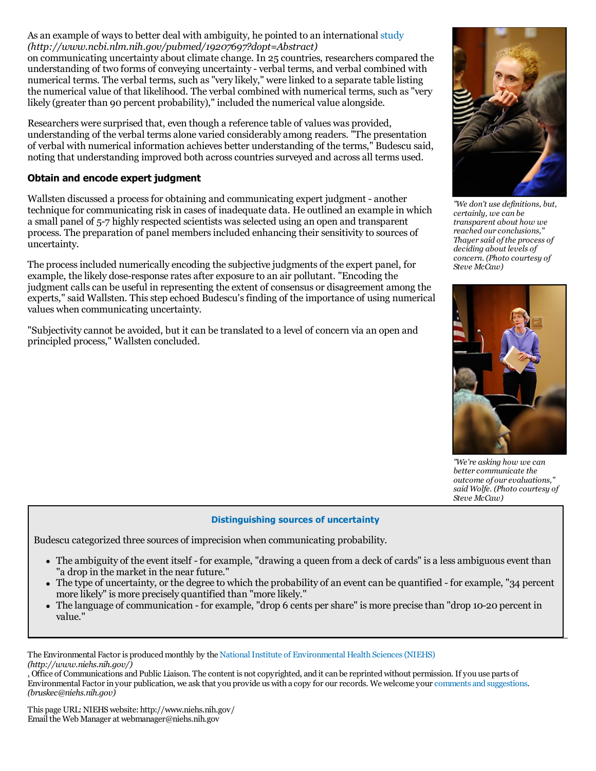As an example of ways to better deal with ambiguity, he pointed to an international study *(http://www.ncbi.nlm.nih.gov/pubmed/19207697?dopt=Abstract)* on communicating uncertainty about climate change. In 25 countries, researchers compared the understanding of two forms of conveying uncertainty - verbal terms, and verbal combined with numerical terms. The verbal terms, such as "very likely," were linked to a separate table listing the numerical value of that likelihood. The verbal combined with numerical terms, such as "very likely (greater than 90 percent probability)," included the numerical value alongside.

Researchers were surprised that, even though a reference table of values was provided, understanding of the verbal terms alone varied considerably among readers. "The presentation of verbal with numerical information achieves better understanding of the terms," Budescu said, noting that understanding improved both across countries surveyed and across all terms used.

### Obtain and encode expert judgment

Wallsten discussed a process for obtaining and communicating expert judgment - another technique for communicating risk in cases of inadequate data. He outlined an example in which a small panel of 5-7 highly respected scientists was selected using an open and transparent process. The preparation of panel members included enhancing their sensitivity to sources of uncertainty.

The process included numerically encoding the subjective judgments of the expert panel, for example, the likely dose-response rates after exposure to an air pollutant. "Encoding the judgment calls can be useful in representing the extent of consensus or disagreement among the experts," said Wallsten. This step echoed Budescu's finding of the importance of using numerical values when communicating uncertainty.

"Subjectivity cannot be avoided, but it can be translated to a level of concern via an open and principled process," Wallsten concluded.

*"We don't use definitions, but, certainly, we can be transparent about how we reached our conclusions," Thayer said of the process of deciding about levels of concern. (Photo courtesy of Steve McCaw)*

*"We're asking how we can better communicate the outcome of our evaluations," said Wolfe. (Photo courtesy of Steve McCaw)*

### Distinguishing sources of uncertainty

Budescu categorized three sources of imprecision when communicating probability.

- The ambiguity of the event itself - for example, "drawing a queen from a deck of cards" is a less ambiguous event than "a drop in the market in the near future."
- The type of uncertainty, or the degree to which the probability of an event can be quantified - for example, "34 percent more likely" is more precisely quantified than "more likely."
- The language of communication - for example, "drop 6 cents per share" is more precise than "drop 10-20 percent in value."

The Environmental Factor is produced monthly by the National Institute of Environmental Health Sciences (NIEHS) *(http://www.niehs.nih.gov/)*, Office of Communications and Public Liaison. The content is not copyrighted, and it can be reprinted without permission. If you use parts of Environmental Factor in your publication, we ask that you provide us with a copy for our records. We welcome your comments and suggestions. *(bruskec@niehs.nih.gov)*

This page URL: NIEHS website: http://www.niehs.nih.gov/
Email the Web Manager at webmanager@niehs.nih.gov